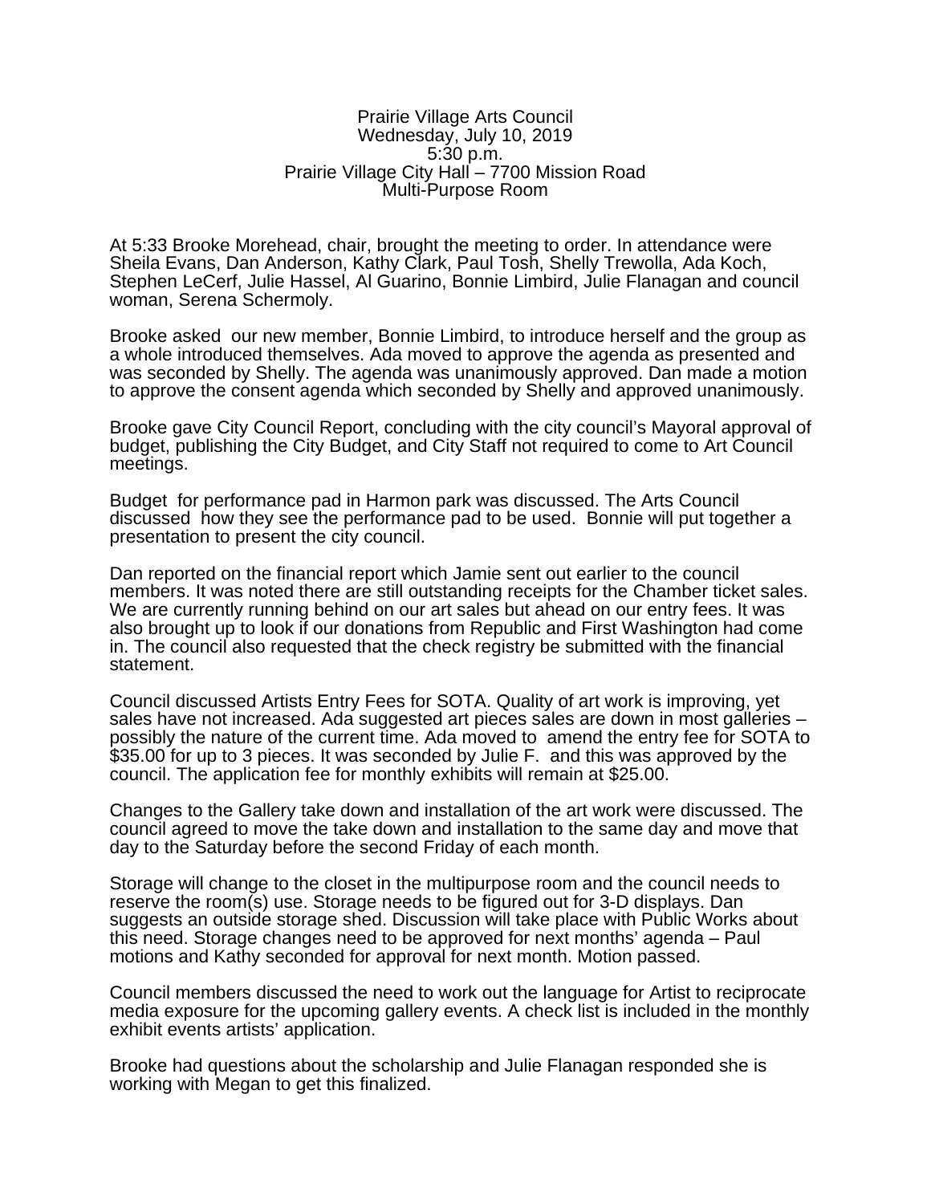Prairie Village Arts Council
Wednesday, July 10, 2019
5:30 p.m.
Prairie Village City Hall – 7700 Mission Road
Multi-Purpose Room

At 5:33 Brooke Morehead, chair, brought the meeting to order. In attendance were Sheila Evans, Dan Anderson, Kathy Clark, Paul Tosh, Shelly Trewolla, Ada Koch, Stephen LeCerf, Julie Hassel, Al Guarino, Bonnie Limbird, Julie Flanagan and council woman, Serena Schermoly.

Brooke asked our new member, Bonnie Limbird, to introduce herself and the group as a whole introduced themselves. Ada moved to approve the agenda as presented and was seconded by Shelly. The agenda was unanimously approved. Dan made a motion to approve the consent agenda which seconded by Shelly and approved unanimously.

Brooke gave City Council Report, concluding with the city council's Mayoral approval of budget, publishing the City Budget, and City Staff not required to come to Art Council meetings.

Budget for performance pad in Harmon park was discussed. The Arts Council discussed how they see the performance pad to be used. Bonnie will put together a presentation to present the city council.

Dan reported on the financial report which Jamie sent out earlier to the council members. It was noted there are still outstanding receipts for the Chamber ticket sales. We are currently running behind on our art sales but ahead on our entry fees. It was also brought up to look if our donations from Republic and First Washington had come in. The council also requested that the check registry be submitted with the financial statement.

Council discussed Artists Entry Fees for SOTA. Quality of art work is improving, yet sales have not increased. Ada suggested art pieces sales are down in most galleries – possibly the nature of the current time. Ada moved to amend the entry fee for SOTA to $35.00 for up to 3 pieces. It was seconded by Julie F. and this was approved by the council. The application fee for monthly exhibits will remain at $25.00.

Changes to the Gallery take down and installation of the art work were discussed. The council agreed to move the take down and installation to the same day and move that day to the Saturday before the second Friday of each month.

Storage will change to the closet in the multipurpose room and the council needs to reserve the room(s) use. Storage needs to be figured out for 3-D displays. Dan suggests an outside storage shed. Discussion will take place with Public Works about this need. Storage changes need to be approved for next months' agenda – Paul motions and Kathy seconded for approval for next month. Motion passed.

Council members discussed the need to work out the language for Artist to reciprocate media exposure for the upcoming gallery events. A check list is included in the monthly exhibit events artists' application.

Brooke had questions about the scholarship and Julie Flanagan responded she is working with Megan to get this finalized.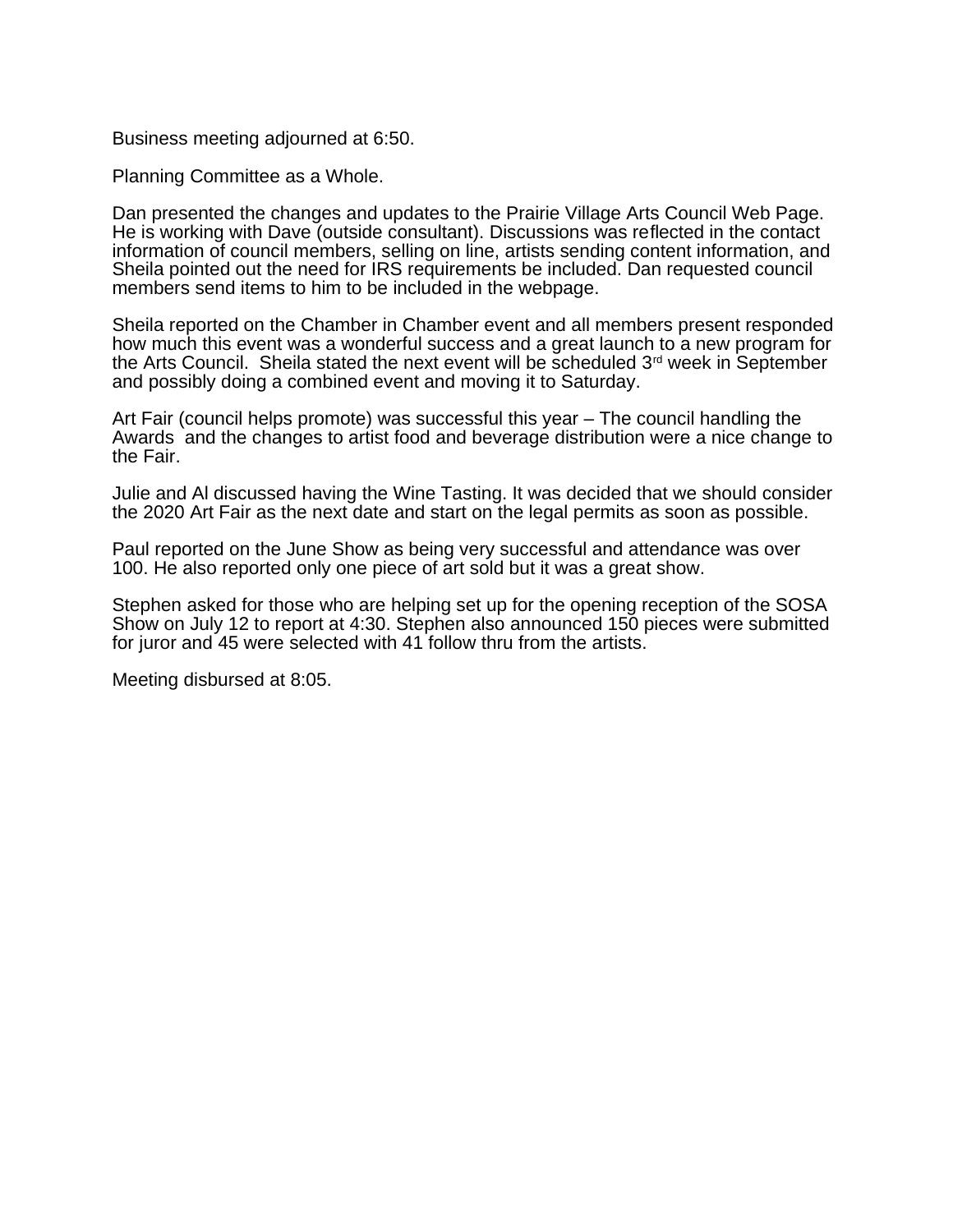Business meeting adjourned at 6:50.

Planning Committee as a Whole.

Dan presented the changes and updates to the Prairie Village Arts Council Web Page. He is working with Dave (outside consultant). Discussions was reflected in the contact information of council members, selling on line, artists sending content information, and Sheila pointed out the need for IRS requirements be included. Dan requested council members send items to him to be included in the webpage.

Sheila reported on the Chamber in Chamber event and all members present responded how much this event was a wonderful success and a great launch to a new program for the Arts Council. Sheila stated the next event will be scheduled 3rd week in September and possibly doing a combined event and moving it to Saturday.

Art Fair (council helps promote) was successful this year – The council handling the Awards and the changes to artist food and beverage distribution were a nice change to the Fair.

Julie and Al discussed having the Wine Tasting. It was decided that we should consider the 2020 Art Fair as the next date and start on the legal permits as soon as possible.

Paul reported on the June Show as being very successful and attendance was over 100. He also reported only one piece of art sold but it was a great show.

Stephen asked for those who are helping set up for the opening reception of the SOSA Show on July 12 to report at 4:30. Stephen also announced 150 pieces were submitted for juror and 45 were selected with 41 follow thru from the artists.

Meeting disbursed at 8:05.